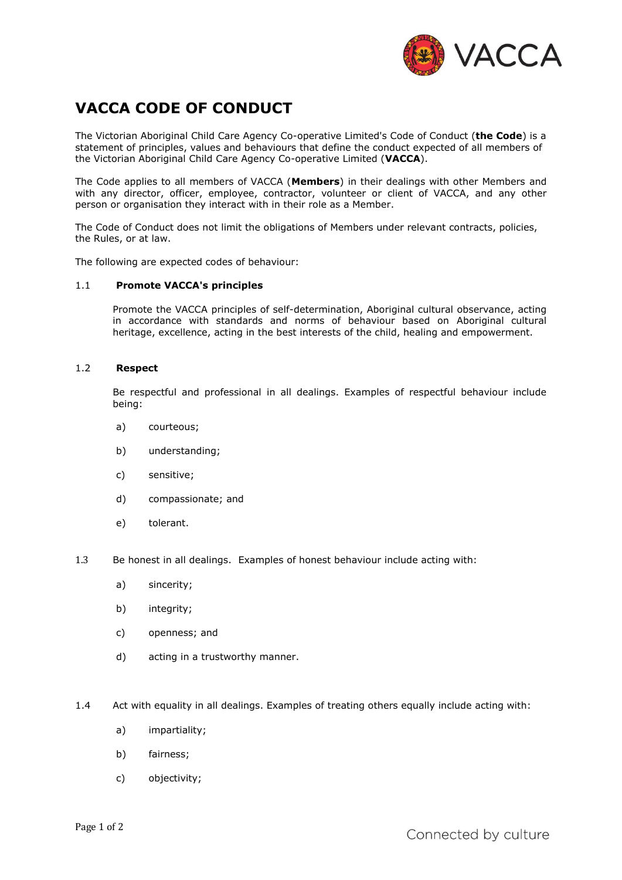# VACCA CODE OF CONDUCT

The Victorian Aboriginal Child Care Agency Co-operative Limited's Code of Conduct (**the Code**) is a statement of principles, values and behaviours that define the conduct expected of all members of the Victorian Aboriginal Child Care Agency Co-operative Limited (**VACCA**).

The Code applies to all members of VACCA (**Members**) in their dealings with other Members and with any director, officer, employee, contractor, volunteer or client of VACCA, and any other person or organisation they interact with in their role as a Member.

The Code of Conduct does not limit the obligations of Members under relevant contracts, policies, the Rules, or at law.

The following are expected codes of behaviour:

1.1 **Promote VACCA's principles**

Promote the VACCA principles of self-determination, Aboriginal cultural observance, acting in accordance with standards and norms of behaviour based on Aboriginal cultural heritage, excellence, acting in the best interests of the child, healing and empowerment.

1.2 **Respect**

Be respectful and professional in all dealings. Examples of respectful behaviour include being:

a) courteous;

b) understanding;

c) sensitive;

d) compassionate; and

e) tolerant.

1.3 Be honest in all dealings. Examples of honest behaviour include acting with:

a) sincerity;

b) integrity;

c) openness; and

d) acting in a trustworthy manner.

1.4 Act with equality in all dealings. Examples of treating others equally include acting with:

a) impartiality;

b) fairness;

c) objectivity;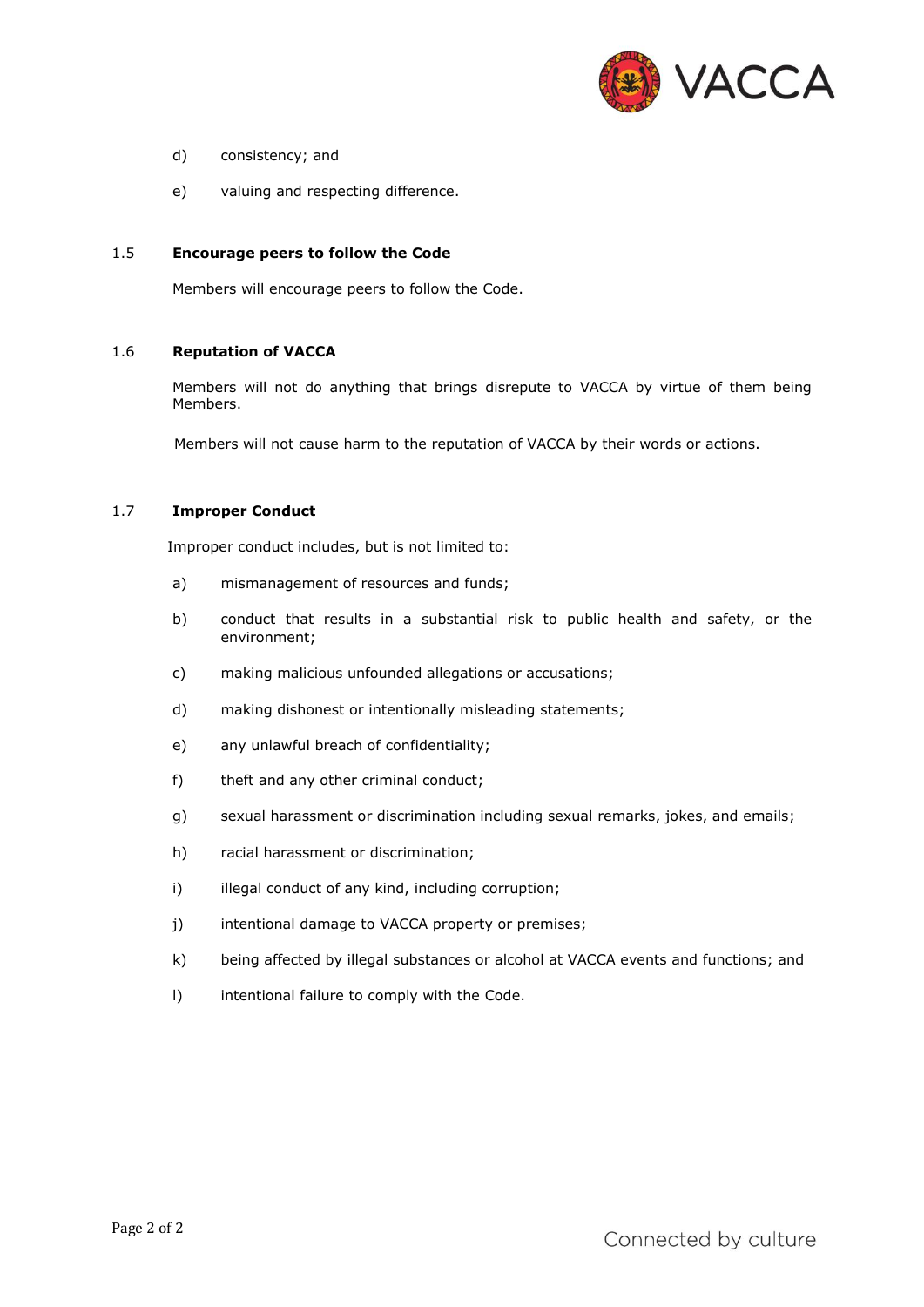d) consistency; and

e) valuing and respecting difference.

### 1.5 Encourage peers to follow the Code

Members will encourage peers to follow the Code.

### 1.6 Reputation of VACCA

Members will not do anything that brings disrepute to VACCA by virtue of them being Members.

Members will not cause harm to the reputation of VACCA by their words or actions.

### 1.7 Improper Conduct

Improper conduct includes, but is not limited to:

a) mismanagement of resources and funds;

b) conduct that results in a substantial risk to public health and safety, or the environment;

c) making malicious unfounded allegations or accusations;

d) making dishonest or intentionally misleading statements;

e) any unlawful breach of confidentiality;

f) theft and any other criminal conduct;

g) sexual harassment or discrimination including sexual remarks, jokes, and emails;

h) racial harassment or discrimination;

i) illegal conduct of any kind, including corruption;

j) intentional damage to VACCA property or premises;

k) being affected by illegal substances or alcohol at VACCA events and functions; and

l) intentional failure to comply with the Code.